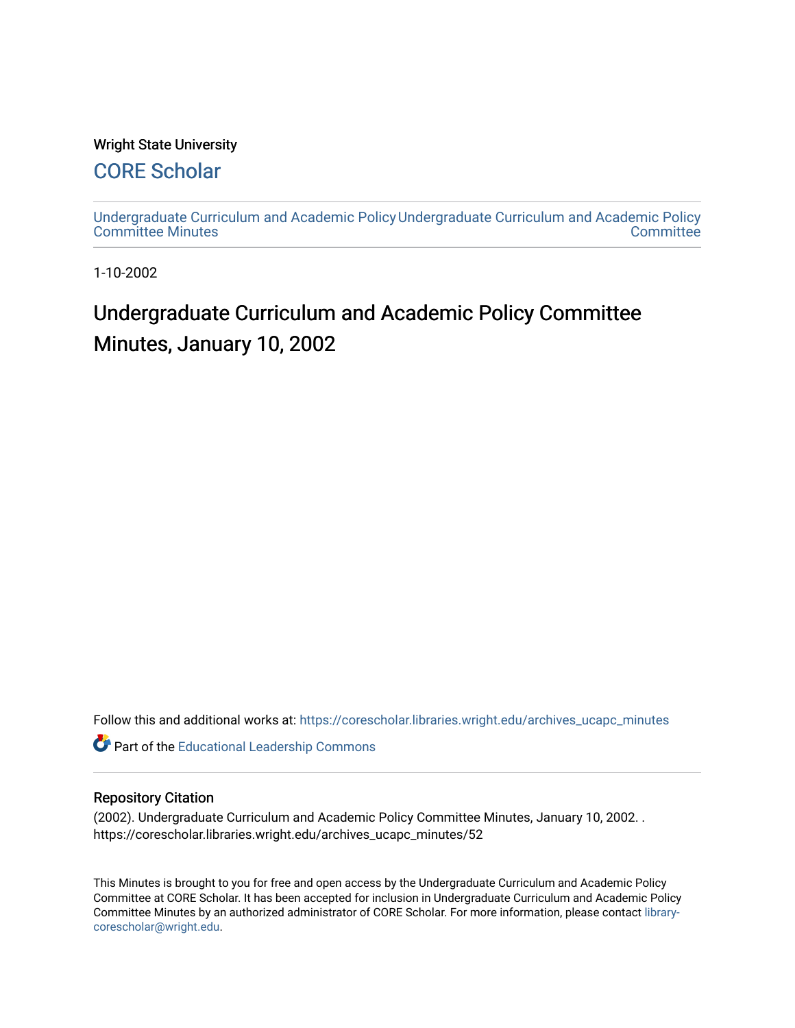Wright State University

## CORE Scholar

Undergraduate Curriculum and Academic Policy Committee Minutes

Undergraduate Curriculum and Academic Policy Committee

1-10-2002

# Undergraduate Curriculum and Academic Policy Committee Minutes, January 10, 2002

Follow this and additional works at: https://corescholar.libraries.wright.edu/archives_ucapc_minutes

Part of the Educational Leadership Commons

### Repository Citation

(2002). Undergraduate Curriculum and Academic Policy Committee Minutes, January 10, 2002. . https://corescholar.libraries.wright.edu/archives_ucapc_minutes/52

This Minutes is brought to you for free and open access by the Undergraduate Curriculum and Academic Policy Committee at CORE Scholar. It has been accepted for inclusion in Undergraduate Curriculum and Academic Policy Committee Minutes by an authorized administrator of CORE Scholar. For more information, please contact library-corescholar@wright.edu.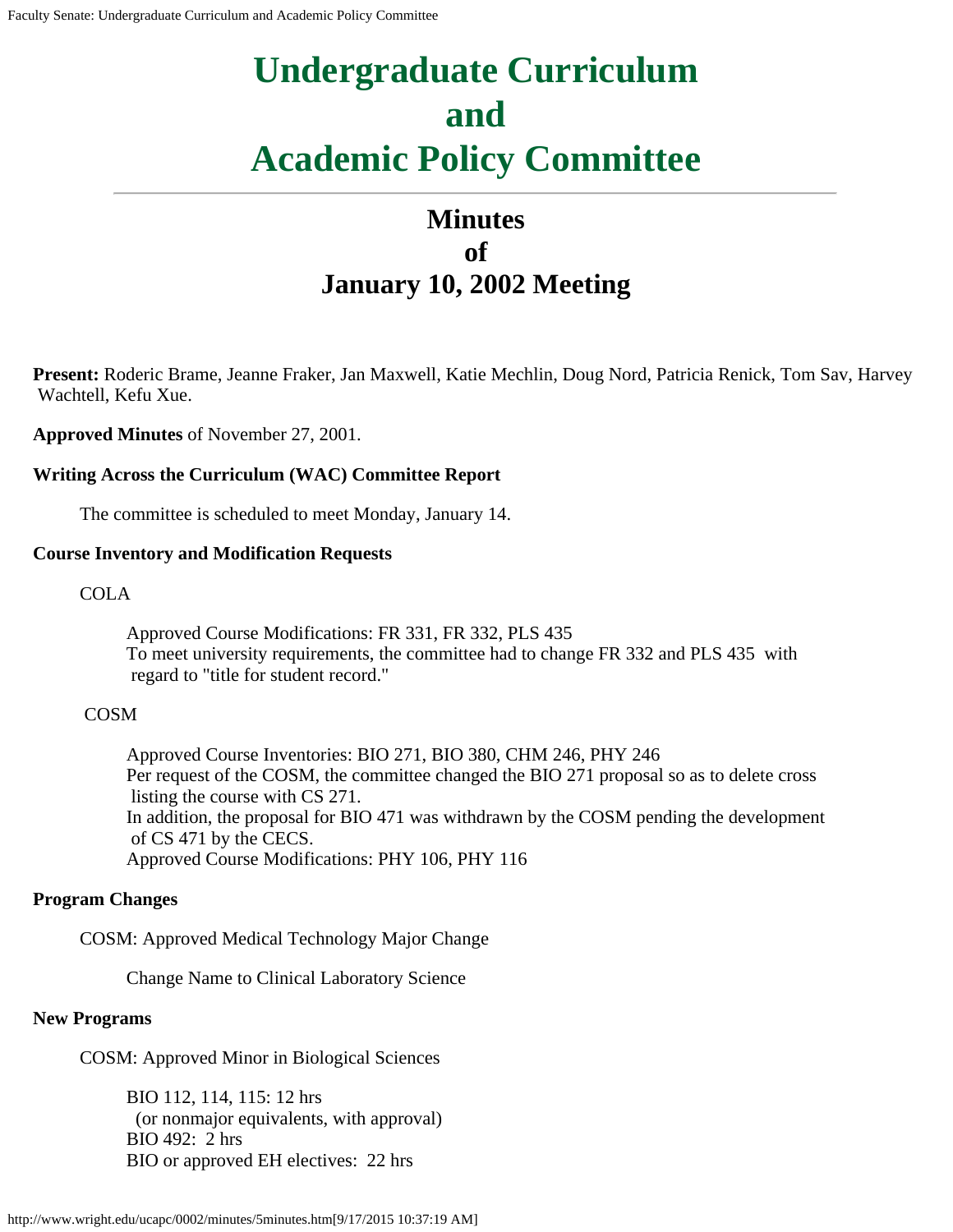# Undergraduate Curriculum and Academic Policy Committee

## Minutes of January 10, 2002 Meeting

**Present:** Roderic Brame, Jeanne Fraker, Jan Maxwell, Katie Mechlin, Doug Nord, Patricia Renick, Tom Sav, Harvey Wachtell, Kefu Xue.

**Approved Minutes** of November 27, 2001.

**Writing Across the Curriculum (WAC) Committee Report**

The committee is scheduled to meet Monday, January 14.

**Course Inventory and Modification Requests**

COLA

Approved Course Modifications: FR 331, FR 332, PLS 435
To meet university requirements, the committee had to change FR 332 and PLS 435 with regard to "title for student record."

COSM

Approved Course Inventories: BIO 271, BIO 380, CHM 246, PHY 246
Per request of the COSM, the committee changed the BIO 271 proposal so as to delete cross listing the course with CS 271.
In addition, the proposal for BIO 471 was withdrawn by the COSM pending the development of CS 471 by the CECS.
Approved Course Modifications: PHY 106, PHY 116

**Program Changes**

COSM: Approved Medical Technology Major Change

Change Name to Clinical Laboratory Science

**New Programs**

COSM: Approved Minor in Biological Sciences

BIO 112, 114, 115: 12 hrs
(or nonmajor equivalents, with approval)
BIO 492: 2 hrs
BIO or approved EH electives: 22 hrs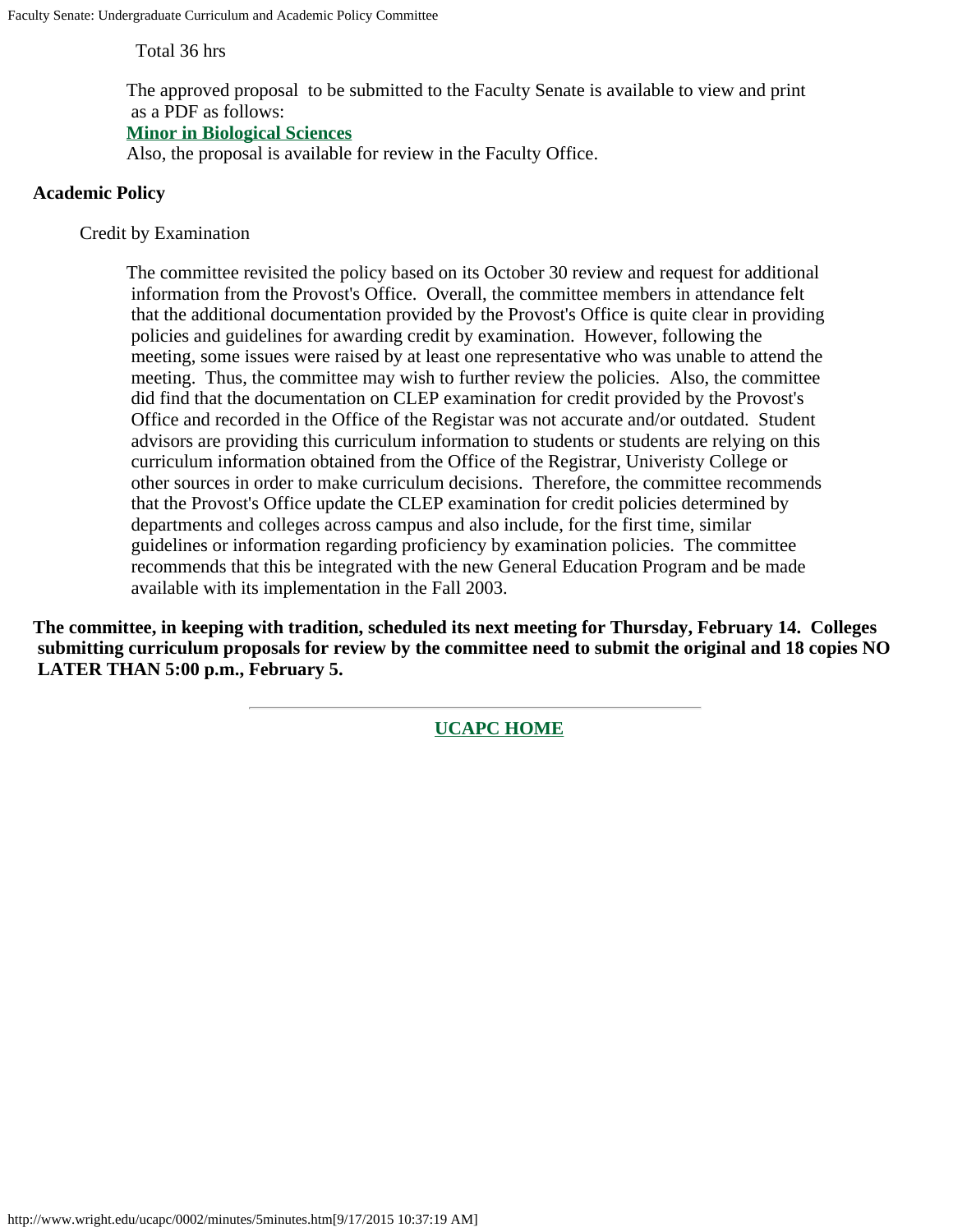Total 36 hrs

The approved proposal to be submitted to the Faculty Senate is available to view and print as a PDF as follows:

**Minor in Biological Sciences**

Also, the proposal is available for review in the Faculty Office.

**Academic Policy**

Credit by Examination

The committee revisited the policy based on its October 30 review and request for additional information from the Provost's Office. Overall, the committee members in attendance felt that the additional documentation provided by the Provost's Office is quite clear in providing policies and guidelines for awarding credit by examination. However, following the meeting, some issues were raised by at least one representative who was unable to attend the meeting. Thus, the committee may wish to further review the policies. Also, the committee did find that the documentation on CLEP examination for credit provided by the Provost's Office and recorded in the Office of the Registar was not accurate and/or outdated. Student advisors are providing this curriculum information to students or students are relying on this curriculum information obtained from the Office of the Registrar, Univeristy College or other sources in order to make curriculum decisions. Therefore, the committee recommends that the Provost's Office update the CLEP examination for credit policies determined by departments and colleges across campus and also include, for the first time, similar guidelines or information regarding proficiency by examination policies. The committee recommends that this be integrated with the new General Education Program and be made available with its implementation in the Fall 2003.

**The committee, in keeping with tradition, scheduled its next meeting for Thursday, February 14. Colleges submitting curriculum proposals for review by the committee need to submit the original and 18 copies NO LATER THAN 5:00 p.m., February 5.**

---

**UCAPC HOME**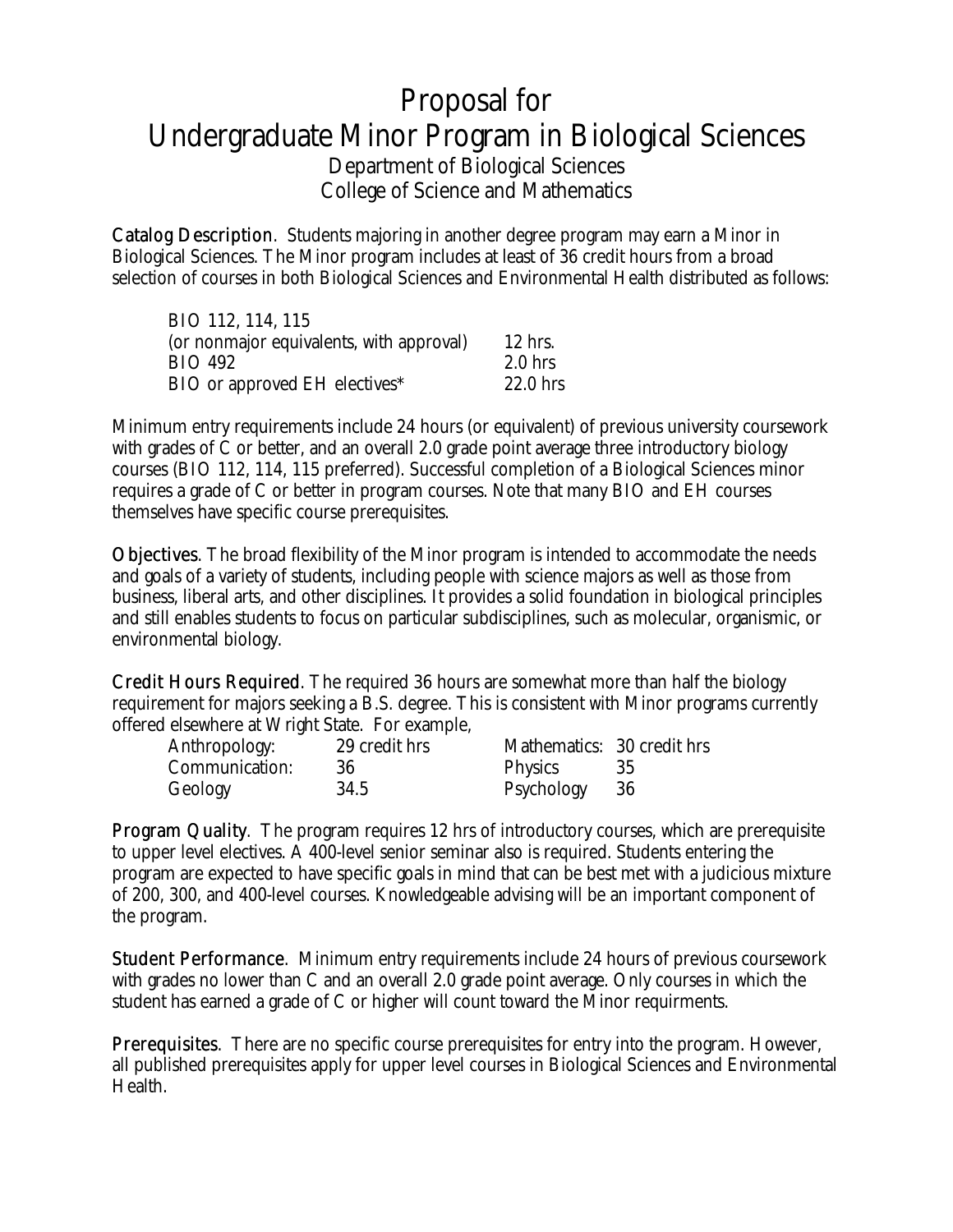# Proposal for Undergraduate Minor Program in Biological Sciences

Department of Biological Sciences
College of Science and Mathematics

**Catalog Description**. Students majoring in another degree program may earn a Minor in Biological Sciences. The Minor program includes at least of 36 credit hours from a broad selection of courses in both Biological Sciences and Environmental Health distributed as follows:

| | |
|---|---|
| BIO 112, 114, 115 (or nonmajor equivalents, with approval) | 12 hrs. |
| BIO 492 | 2.0 hrs |
| BIO or approved EH electives* | 22.0 hrs |

Minimum entry requirements include 24 hours (or equivalent) of previous university coursework with grades of C or better, and an overall 2.0 grade point average three introductory biology courses (BIO 112, 114, 115 preferred). Successful completion of a Biological Sciences minor requires a grade of C or better in program courses. Note that many BIO and EH courses themselves have specific course prerequisites.

**Objectives**. The broad flexibility of the Minor program is intended to accommodate the needs and goals of a variety of students, including people with science majors as well as those from business, liberal arts, and other disciplines. It provides a solid foundation in biological principles and still enables students to focus on particular subdisciplines, such as molecular, organismic, or environmental biology.

**Credit Hours Required**. The required 36 hours are somewhat more than half the biology requirement for majors seeking a B.S. degree. This is consistent with Minor programs currently offered elsewhere at Wright State. For example,

| | | | |
|---|---|---|---|
| Anthropology: | 29 credit hrs | Mathematics: | 30 credit hrs |
| Communication: | 36 | Physics | 35 |
| Geology | 34.5 | Psychology | 36 |

**Program Quality**. The program requires 12 hrs of introductory courses, which are prerequisite to upper level electives. A 400-level senior seminar also is required. Students entering the program are expected to have specific goals in mind that can be best met with a judicious mixture of 200, 300, and 400-level courses. Knowledgeable advising will be an important component of the program.

**Student Performance**. Minimum entry requirements include 24 hours of previous coursework with grades no lower than C and an overall 2.0 grade point average. Only courses in which the student has earned a grade of C or higher will count toward the Minor requirments.

**Prerequisites**. There are no specific course prerequisites for entry into the program. However, all published prerequisites apply for upper level courses in Biological Sciences and Environmental Health.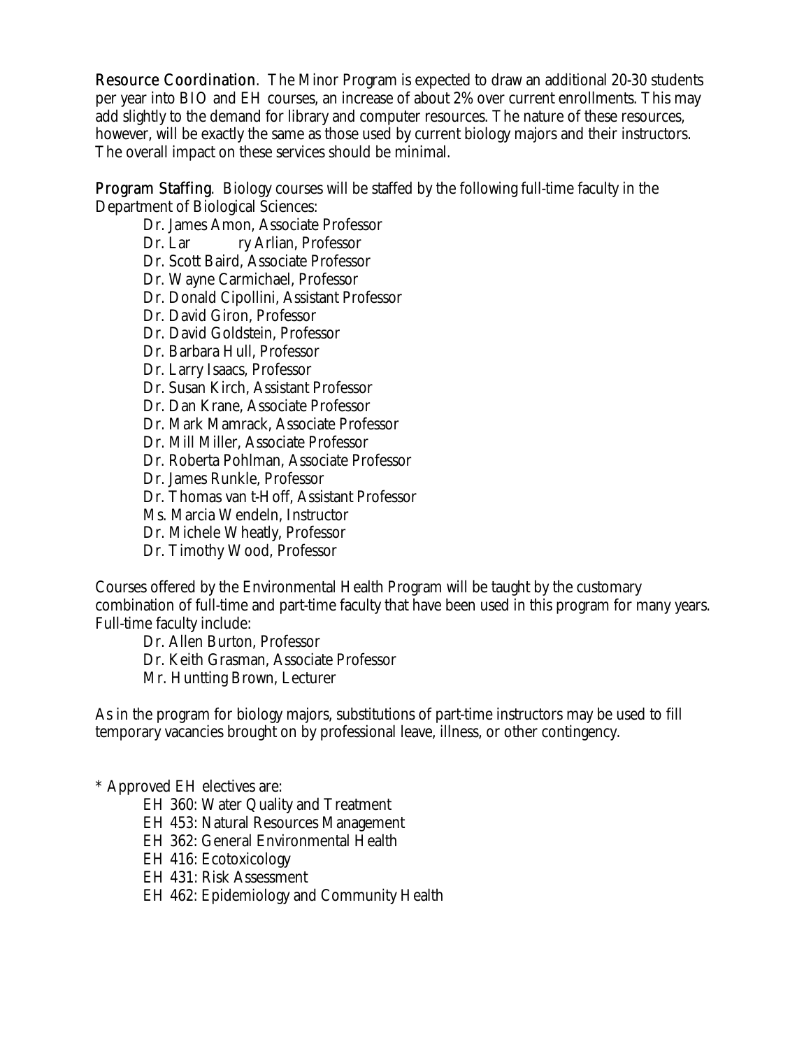**Resource Coordination**. The Minor Program is expected to draw an additional 20-30 students per year into BIO and EH courses, an increase of about 2% over current enrollments. This may add slightly to the demand for library and computer resources. The nature of these resources, however, will be exactly the same as those used by current biology majors and their instructors. The overall impact on these services should be minimal.

**Program Staffing**. Biology courses will be staffed by the following full-time faculty in the Department of Biological Sciences:

- Dr. James Amon, Associate Professor
- Dr. Lar ry Arlian, Professor
- Dr. Scott Baird, Associate Professor
- Dr. Wayne Carmichael, Professor
- Dr. Donald Cipollini, Assistant Professor
- Dr. David Giron, Professor
- Dr. David Goldstein, Professor
- Dr. Barbara Hull, Professor
- Dr. Larry Isaacs, Professor
- Dr. Susan Kirch, Assistant Professor
- Dr. Dan Krane, Associate Professor
- Dr. Mark Mamrack, Associate Professor
- Dr. Mill Miller, Associate Professor
- Dr. Roberta Pohlman, Associate Professor
- Dr. James Runkle, Professor
- Dr. Thomas van t-Hoff, Assistant Professor
- Ms. Marcia Wendeln, Instructor
- Dr. Michele Wheatly, Professor
- Dr. Timothy Wood, Professor

Courses offered by the Environmental Health Program will be taught by the customary combination of full-time and part-time faculty that have been used in this program for many years. Full-time faculty include:

- Dr. Allen Burton, Professor
- Dr. Keith Grasman, Associate Professor
- Mr. Huntting Brown, Lecturer

As in the program for biology majors, substitutions of part-time instructors may be used to fill temporary vacancies brought on by professional leave, illness, or other contingency.

\* Approved EH electives are:

- EH 360: Water Quality and Treatment
- EH 453: Natural Resources Management
- EH 362: General Environmental Health
- EH 416: Ecotoxicology
- EH 431: Risk Assessment
- EH 462: Epidemiology and Community Health